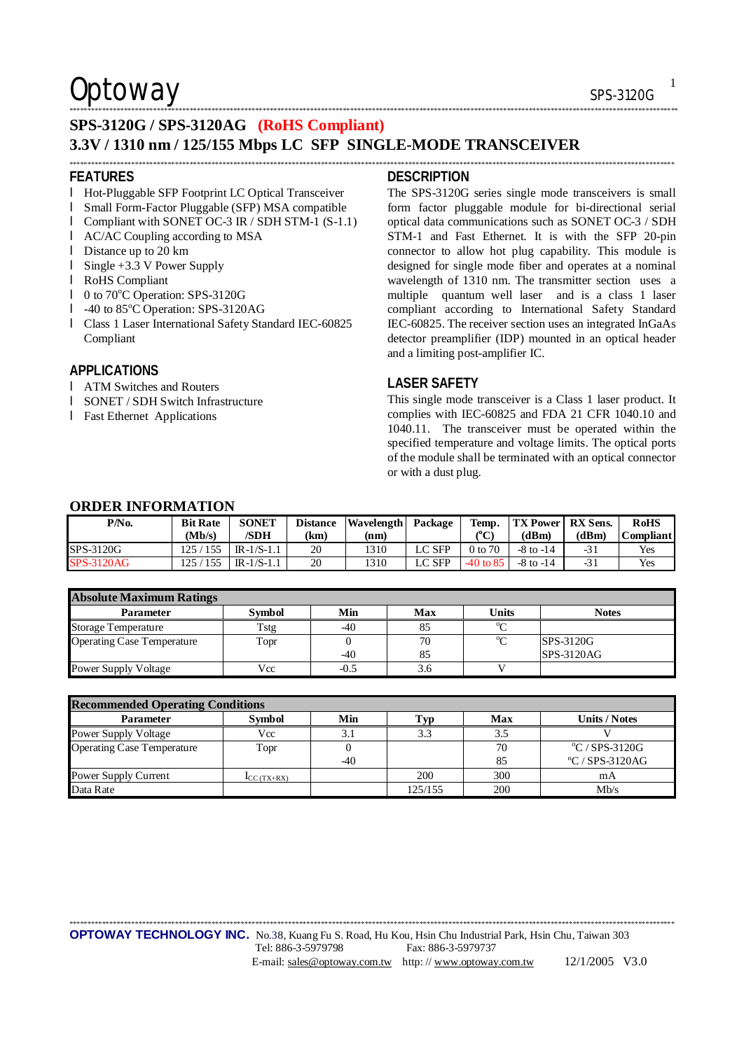# SPS-3120G / SPS-3120AG (RoHS Compliant)

## 3.3V / 1310 nm / 125/155 Mbps LC SFP SINGLE-MODE TRANSCEIVER

## FEATURES

- Hot-Pluggable SFP Footprint LC Optical Transceiver
- Small Form-Factor Pluggable (SFP) MSA compatible
- Compliant with SONET OC-3 IR / SDH STM-1 (S-1.1)
- AC/AC Coupling according to MSA
- Distance up to 20 km
- Single +3.3 V Power Supply
- RoHS Compliant
- 0 to 70°C Operation: SPS-3120G
- -40 to 85°C Operation: SPS-3120AG
- Class 1 Laser International Safety Standard IEC-60825 Compliant

## APPLICATIONS

- ATM Switches and Routers
- SONET / SDH Switch Infrastructure
- Fast Ethernet Applications

## DESCRIPTION

The SPS-3120G series single mode transceivers is small form factor pluggable module for bi-directional serial optical data communications such as SONET OC-3 / SDH STM-1 and Fast Ethernet. It is with the SFP 20-pin connector to allow hot plug capability. This module is designed for single mode fiber and operates at a nominal wavelength of 1310 nm. The transmitter section uses a multiple quantum well laser and is a class 1 laser compliant according to International Safety Standard IEC-60825. The receiver section uses an integrated InGaAs detector preamplifier (IDP) mounted in an optical header and a limiting post-amplifier IC.

## LASER SAFETY

This single mode transceiver is a Class 1 laser product. It complies with IEC-60825 and FDA 21 CFR 1040.10 and 1040.11. The transceiver must be operated within the specified temperature and voltage limits. The optical ports of the module shall be terminated with an optical connector or with a dust plug.

## ORDER INFORMATION

| P/No. | Bit Rate (Mb/s) | SONET /SDH | Distance (km) | Wavelength (nm) | Package | Temp. (°C) | TX Power (dBm) | RX Sens. (dBm) | RoHS Compliant |
|---|---|---|---|---|---|---|---|---|---|
| SPS-3120G | 125 / 155 | IR-1/S-1.1 | 20 | 1310 | LC SFP | 0 to 70 | -8 to -14 | -31 | Yes |
| SPS-3120AG | 125 / 155 | IR-1/S-1.1 | 20 | 1310 | LC SFP | -40 to 85 | -8 to -14 | -31 | Yes |

**Absolute Maximum Ratings**

| Parameter | Symbol | Min | Max | Units | Notes |
|---|---|---|---|---|---|
| Storage Temperature | Tstg | -40 | 85 | °C | |
| Operating Case Temperature | Topr | 0<br>-40 | 70<br>85 | °C | SPS-3120G<br>SPS-3120AG |
| Power Supply Voltage | Vcc | -0.5 | 3.6 | V | |

**Recommended Operating Conditions**

| Parameter | Symbol | Min | Typ | Max | Units / Notes |
|---|---|---|---|---|---|
| Power Supply Voltage | Vcc | 3.1 | 3.3 | 3.5 | V |
| Operating Case Temperature | Topr | 0<br>-40 | | 70<br>85 | °C / SPS-3120G<br>°C / SPS-3120AG |
| Power Supply Current | $I_{CC\,(TX+RX)}$ | | 200 | 300 | mA |
| Data Rate | | | 125/155 | 200 | Mb/s |

**OPTOWAY TECHNOLOGY INC.** No.38, Kuang Fu S. Road, Hu Kou, Hsin Chu Industrial Park, Hsin Chu, Taiwan 303
Tel: 886-3-5979798 Fax: 886-3-5979737
E-mail: sales@optoway.com.tw http: // www.optoway.com.tw 12/1/2005 V3.0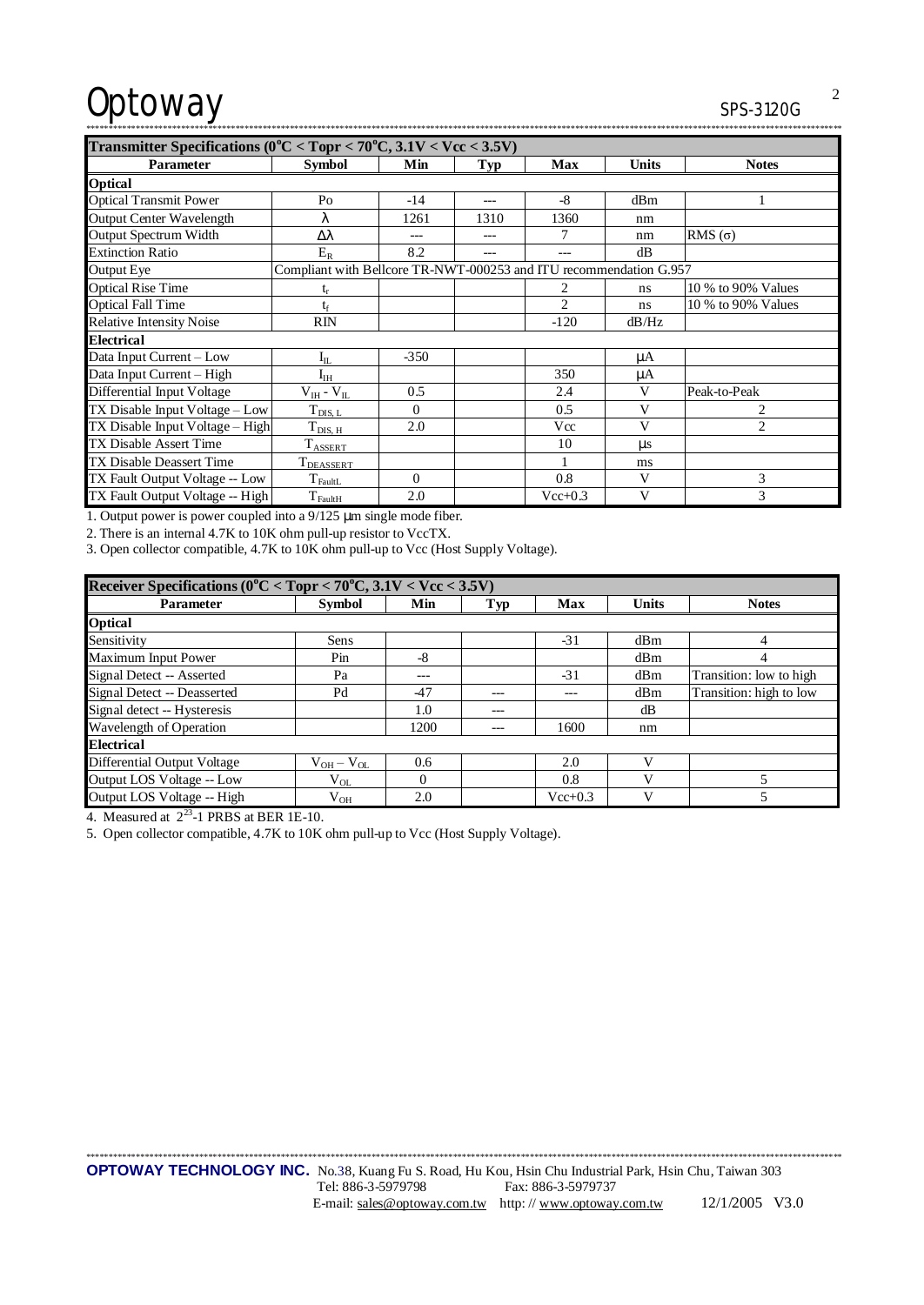| Transmitter Specifications ($0^oC < Topr < 70^oC$, 3.1V < Vcc < 3.5V) | | | | | | |
|---|---|---|---|---|---|---|
| **Parameter** | **Symbol** | **Min** | **Typ** | **Max** | **Units** | **Notes** |
| **Optical** | | | | | | |
| Optical Transmit Power | Po | -14 | --- | -8 | dBm | 1 |
| Output Center Wavelength | $\lambda$ | 1261 | 1310 | 1360 | nm | |
| Output Spectrum Width | $\Delta\lambda$ | --- | --- | 7 | nm | RMS ($\sigma$) |
| Extinction Ratio | $E_R$ | 8.2 | --- | --- | dB | |
| Output Eye | Compliant with Bellcore TR-NWT-000253 and ITU recommendation G.957 | | | | | |
| Optical Rise Time | $t_r$ | | | 2 | ns | 10 % to 90% Values |
| Optical Fall Time | $t_f$ | | | 2 | ns | 10 % to 90% Values |
| Relative Intensity Noise | RIN | | | -120 | dB/Hz | |
| **Electrical** | | | | | | |
| Data Input Current – Low | $I_{IL}$ | -350 | | | μA | |
| Data Input Current – High | $I_{IH}$ | | | 350 | μA | |
| Differential Input Voltage | $V_{IH}$ - $V_{IL}$ | 0.5 | | 2.4 | V | Peak-to-Peak |
| TX Disable Input Voltage – Low | $T_{DIS,\ L}$ | 0 | | 0.5 | V | 2 |
| TX Disable Input Voltage – High | $T_{DIS,\ H}$ | 2.0 | | Vcc | V | 2 |
| TX Disable Assert Time | $T_{ASSERT}$ | | | 10 | μs | |
| TX Disable Deassert Time | $T_{DEASSERT}$ | | | 1 | ms | |
| TX Fault Output Voltage -- Low | $T_{FaultL}$ | 0 | | 0.8 | V | 3 |
| TX Fault Output Voltage -- High | $T_{FaultH}$ | 2.0 | | Vcc+0.3 | V | 3 |

1. Output power is power coupled into a 9/125 μm single mode fiber.
2. There is an internal 4.7K to 10K ohm pull-up resistor to VccTX.
3. Open collector compatible, 4.7K to 10K ohm pull-up to Vcc (Host Supply Voltage).

| Receiver Specifications ($0^oC < Topr < 70^oC$, 3.1V < Vcc < 3.5V) | | | | | | |
|---|---|---|---|---|---|---|
| **Parameter** | **Symbol** | **Min** | **Typ** | **Max** | **Units** | **Notes** |
| **Optical** | | | | | | |
| Sensitivity | Sens | | | -31 | dBm | 4 |
| Maximum Input Power | Pin | -8 | | | dBm | 4 |
| Signal Detect -- Asserted | Pa | --- | | -31 | dBm | Transition: low to high |
| Signal Detect -- Deasserted | Pd | -47 | --- | --- | dBm | Transition: high to low |
| Signal detect -- Hysteresis | | 1.0 | --- | | dB | |
| Wavelength of Operation | | 1200 | --- | 1600 | nm | |
| **Electrical** | | | | | | |
| Differential Output Voltage | $V_{OH}$ – $V_{OL}$ | 0.6 | | 2.0 | V | |
| Output LOS Voltage -- Low | $V_{OL}$ | 0 | | 0.8 | V | 5 |
| Output LOS Voltage -- High | $V_{OH}$ | 2.0 | | Vcc+0.3 | V | 5 |

4. Measured at $2^{23}$-1 PRBS at BER 1E-10.
5. Open collector compatible, 4.7K to 10K ohm pull-up to Vcc (Host Supply Voltage).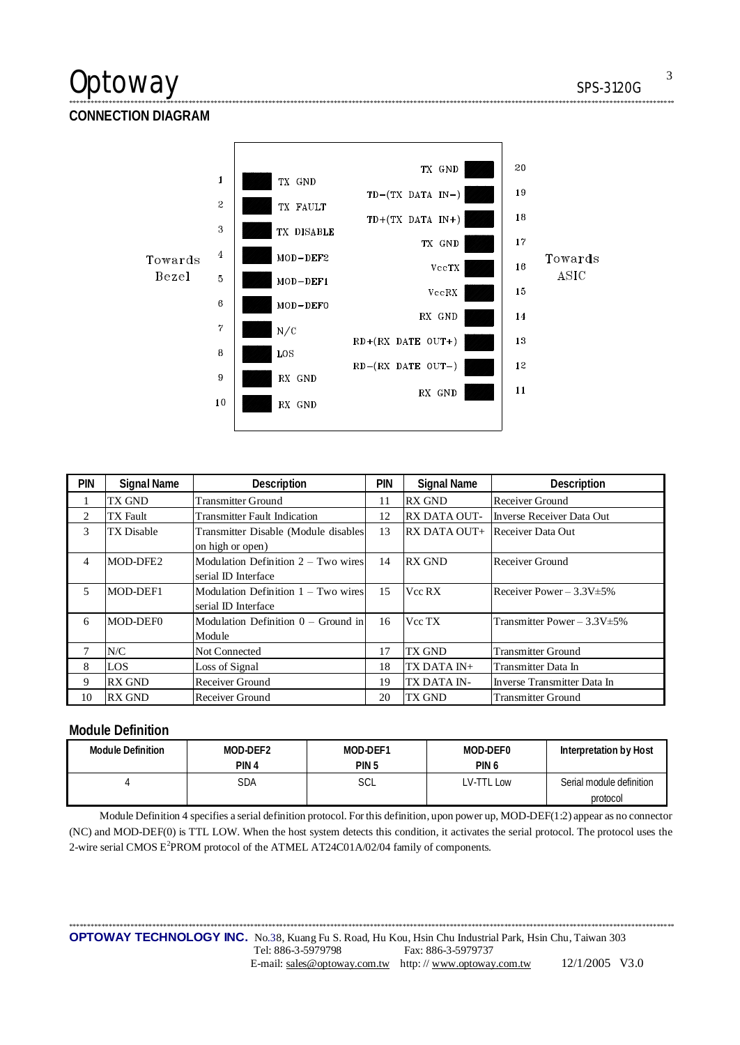## CONNECTION DIAGRAM

Towards Bezel

| Pin | Signal | | Signal | Pin |
|---|---|---|---|---|
| 1 | TX GND | | TX GND | 20 |
| 2 | TX FAULT | | TD−(TX DATA IN−) | 19 |
| 3 | TX DISABLE | | TD+(TX DATA IN+) | 18 |
| 4 | MOD−DEF2 | | TX GND | 17 |
| 5 | MOD−DEF1 | | VccTX | 16 |
| 6 | MOD−DEF0 | | VccRX | 15 |
| 7 | N/C | | RX GND | 14 |
| 8 | LOS | | RD+(RX DATE OUT+) | 13 |
| 9 | RX GND | | RD−(RX DATE OUT−) | 12 |
| 10 | RX GND | | RX GND | 11 |

Towards ASIC

| PIN | Signal Name | Description | PIN | Signal Name | Description |
|---|---|---|---|---|---|
| 1 | TX GND | Transmitter Ground | 11 | RX GND | Receiver Ground |
| 2 | TX Fault | Transmitter Fault Indication | 12 | RX DATA OUT- | Inverse Receiver Data Out |
| 3 | TX Disable | Transmitter Disable (Module disables on high or open) | 13 | RX DATA OUT+ | Receiver Data Out |
| 4 | MOD-DFE2 | Modulation Definition 2 – Two wires serial ID Interface | 14 | RX GND | Receiver Ground |
| 5 | MOD-DEF1 | Modulation Definition 1 – Two wires serial ID Interface | 15 | Vcc RX | Receiver Power – 3.3V±5% |
| 6 | MOD-DEF0 | Modulation Definition 0 – Ground in Module | 16 | Vcc TX | Transmitter Power – 3.3V±5% |
| 7 | N/C | Not Connected | 17 | TX GND | Transmitter Ground |
| 8 | LOS | Loss of Signal | 18 | TX DATA IN+ | Transmitter Data In |
| 9 | RX GND | Receiver Ground | 19 | TX DATA IN- | Inverse Transmitter Data In |
| 10 | RX GND | Receiver Ground | 20 | TX GND | Transmitter Ground |

## Module Definition

| Module Definition | MOD-DEF2 PIN 4 | MOD-DEF1 PIN 5 | MOD-DEF0 PIN 6 | Interpretation by Host |
|---|---|---|---|---|
| 4 | SDA | SCL | LV-TTL Low | Serial module definition protocol |

Module Definition 4 specifies a serial definition protocol. For this definition, upon power up, MOD-DEF(1:2) appear as no connector (NC) and MOD-DEF(0) is TTL LOW. When the host system detects this condition, it activates the serial protocol. The protocol uses the 2-wire serial CMOS $E^2$PROM protocol of the ATMEL AT24C01A/02/04 family of components.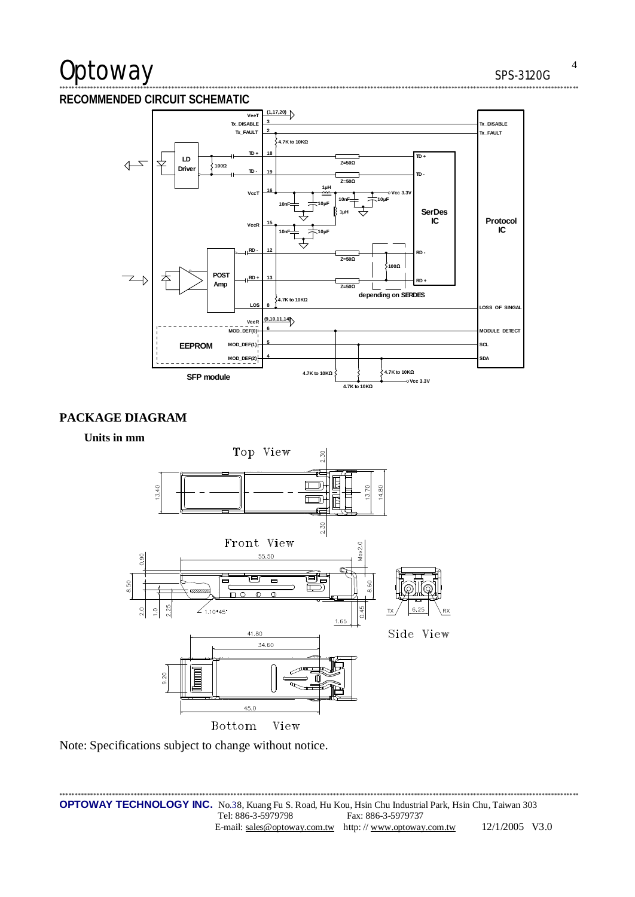## RECOMMENDED CIRCUIT SCHEMATIC

VeeT (1,17,20)
Tx_DISABLE 3
Tx_FAULT 2
4.7K to 10KΩ
LD Driver
100Ω
TD + 18
TD - 19
Z=50Ω
Z=50Ω
VccT 16
1μH
Vcc 3.3V
10nF
10μF
10nF
10μF
1μH
VccR 15
10nF
10μF
SerDes IC
Protocol IC
TD +
TD -
Tx_DISABLE
Tx_FAULT
RD - 12
Z=50Ω
100Ω
RD -
POST Amp
RD + 13
Z=50Ω
RD +
depending on SERDES
4.7K to 10KΩ
LOS 8
LOSS OF SINGAL
VeeR (9,10,11,14)
MOD_DEF(0) 6
MODULE DETECT
EEPROM
MOD_DEF(1) 5
SCL
MOD_DEF(2) 4
SDA
SFP module
4.7K to 10KΩ
4.7K to 10KΩ
4.7K to 10KΩ
Vcc 3.3V

## PACKAGE DIAGRAM

**Units in mm**

Top View
2.30
13.40
13.70
14.80
2.30

Front View
55.50
Max2.0
0.90
8.50
8.60
2.0
1.0
2.25
1.10*45°
0.45
1.65

TX
6.25
RX
Side View

41.80
34.60
9.20
45.0
Bottom View

Note: Specifications subject to change without notice.

**OPTOWAY TECHNOLOGY INC.** No.38, Kuang Fu S. Road, Hu Kou, Hsin Chu Industrial Park, Hsin Chu, Taiwan 303
Tel: 886-3-5979798 Fax: 886-3-5979737
E-mail: sales@optoway.com.tw http: // www.optoway.com.tw 12/1/2005 V3.0